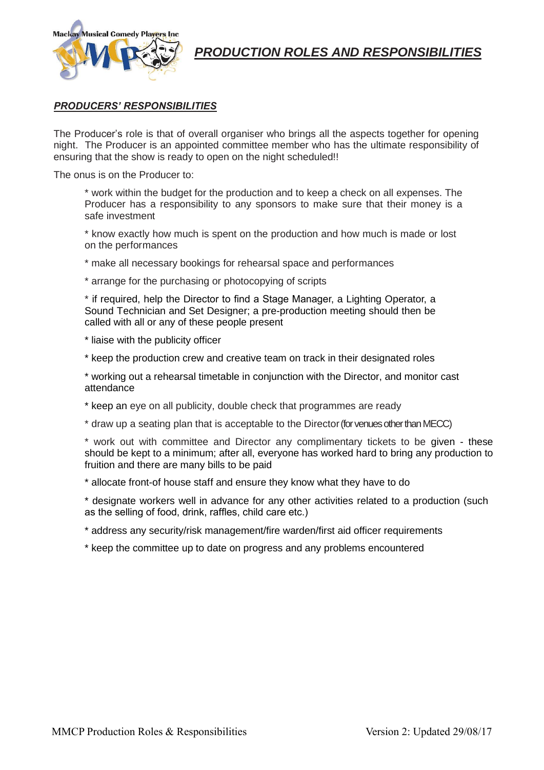# *PRODUCTION ROLES AND RESPONSIBILITIES*

## *PRODUCERS' RESPONSIBILITIES*

The Producer's role is that of overall organiser who brings all the aspects together for opening night. The Producer is an appointed committee member who has the ultimate responsibility of ensuring that the show is ready to open on the night scheduled!!

The onus is on the Producer to:

* work within the budget for the production and to keep a check on all expenses. The Producer has a responsibility to any sponsors to make sure that their money is a safe investment

* know exactly how much is spent on the production and how much is made or lost on the performances

* make all necessary bookings for rehearsal space and performances

* arrange for the purchasing or photocopying of scripts

* if required, help the Director to find a Stage Manager, a Lighting Operator, a Sound Technician and Set Designer; a pre-production meeting should then be called with all or any of these people present

* liaise with the publicity officer

* keep the production crew and creative team on track in their designated roles

* working out a rehearsal timetable in conjunction with the Director, and monitor cast attendance

* keep an eye on all publicity, double check that programmes are ready

* draw up a seating plan that is acceptable to the Director (for venues other than MECC)

* work out with committee and Director any complimentary tickets to be given - these should be kept to a minimum; after all, everyone has worked hard to bring any production to fruition and there are many bills to be paid

* allocate front-of house staff and ensure they know what they have to do

* designate workers well in advance for any other activities related to a production (such as the selling of food, drink, raffles, child care etc.)

* address any security/risk management/fire warden/first aid officer requirements

* keep the committee up to date on progress and any problems encountered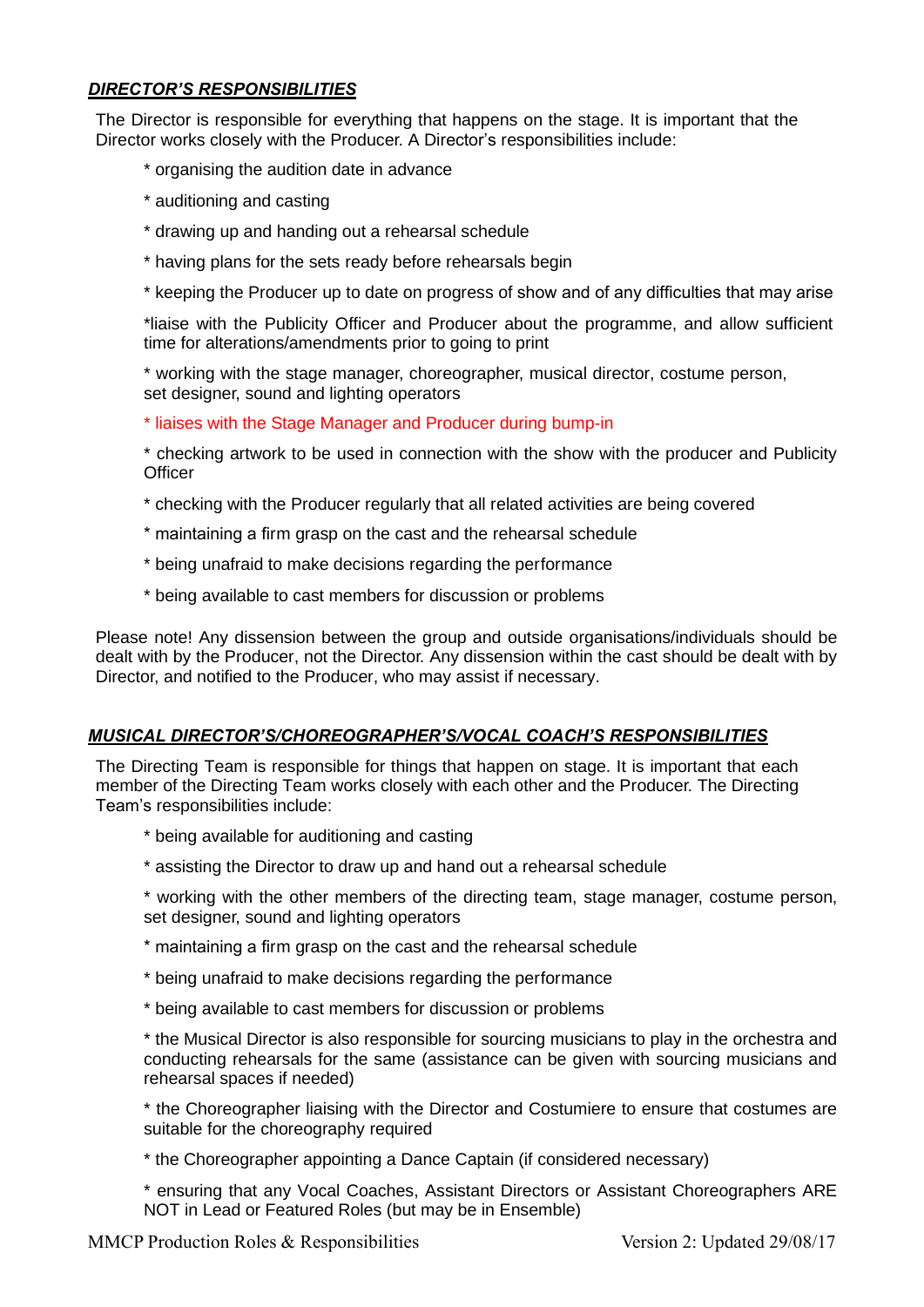### ***DIRECTOR'S RESPONSIBILITIES***

The Director is responsible for everything that happens on the stage. It is important that the Director works closely with the Producer. A Director's responsibilities include:

* organising the audition date in advance
* auditioning and casting
* drawing up and handing out a rehearsal schedule
* having plans for the sets ready before rehearsals begin
* keeping the Producer up to date on progress of show and of any difficulties that may arise
* liaise with the Publicity Officer and Producer about the programme, and allow sufficient time for alterations/amendments prior to going to print
* working with the stage manager, choreographer, musical director, costume person, set designer, sound and lighting operators
* liaises with the Stage Manager and Producer during bump-in
* checking artwork to be used in connection with the show with the producer and Publicity Officer
* checking with the Producer regularly that all related activities are being covered
* maintaining a firm grasp on the cast and the rehearsal schedule
* being unafraid to make decisions regarding the performance
* being available to cast members for discussion or problems

Please note! Any dissension between the group and outside organisations/individuals should be dealt with by the Producer, not the Director. Any dissension within the cast should be dealt with by Director, and notified to the Producer, who may assist if necessary.

### ***MUSICAL DIRECTOR'S/CHOREOGRAPHER'S/VOCAL COACH'S RESPONSIBILITIES***

The Directing Team is responsible for things that happen on stage. It is important that each member of the Directing Team works closely with each other and the Producer. The Directing Team's responsibilities include:

* being available for auditioning and casting
* assisting the Director to draw up and hand out a rehearsal schedule
* working with the other members of the directing team, stage manager, costume person, set designer, sound and lighting operators
* maintaining a firm grasp on the cast and the rehearsal schedule
* being unafraid to make decisions regarding the performance
* being available to cast members for discussion or problems
* the Musical Director is also responsible for sourcing musicians to play in the orchestra and conducting rehearsals for the same (assistance can be given with sourcing musicians and rehearsal spaces if needed)
* the Choreographer liaising with the Director and Costumiere to ensure that costumes are suitable for the choreography required
* the Choreographer appointing a Dance Captain (if considered necessary)
* ensuring that any Vocal Coaches, Assistant Directors or Assistant Choreographers ARE NOT in Lead or Featured Roles (but may be in Ensemble)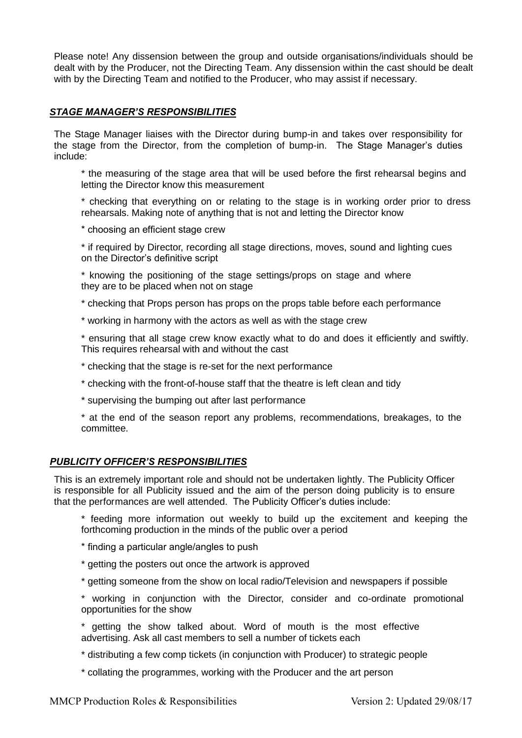Please note! Any dissension between the group and outside organisations/individuals should be dealt with by the Producer, not the Directing Team. Any dissension within the cast should be dealt with by the Directing Team and notified to the Producer, who may assist if necessary.

### ***STAGE MANAGER'S RESPONSIBILITIES***

The Stage Manager liaises with the Director during bump-in and takes over responsibility for the stage from the Director, from the completion of bump-in. The Stage Manager's duties include:

* the measuring of the stage area that will be used before the first rehearsal begins and letting the Director know this measurement

* checking that everything on or relating to the stage is in working order prior to dress rehearsals. Making note of anything that is not and letting the Director know

* choosing an efficient stage crew

* if required by Director, recording all stage directions, moves, sound and lighting cues on the Director's definitive script

* knowing the positioning of the stage settings/props on stage and where they are to be placed when not on stage

* checking that Props person has props on the props table before each performance

* working in harmony with the actors as well as with the stage crew

* ensuring that all stage crew know exactly what to do and does it efficiently and swiftly. This requires rehearsal with and without the cast

* checking that the stage is re-set for the next performance

* checking with the front-of-house staff that the theatre is left clean and tidy

* supervising the bumping out after last performance

* at the end of the season report any problems, recommendations, breakages, to the committee.

### ***PUBLICITY OFFICER'S RESPONSIBILITIES***

This is an extremely important role and should not be undertaken lightly. The Publicity Officer is responsible for all Publicity issued and the aim of the person doing publicity is to ensure that the performances are well attended. The Publicity Officer's duties include:

* feeding more information out weekly to build up the excitement and keeping the forthcoming production in the minds of the public over a period

* finding a particular angle/angles to push

* getting the posters out once the artwork is approved

* getting someone from the show on local radio/Television and newspapers if possible

* working in conjunction with the Director, consider and co-ordinate promotional opportunities for the show

* getting the show talked about. Word of mouth is the most effective advertising. Ask all cast members to sell a number of tickets each

* distributing a few comp tickets (in conjunction with Producer) to strategic people

* collating the programmes, working with the Producer and the art person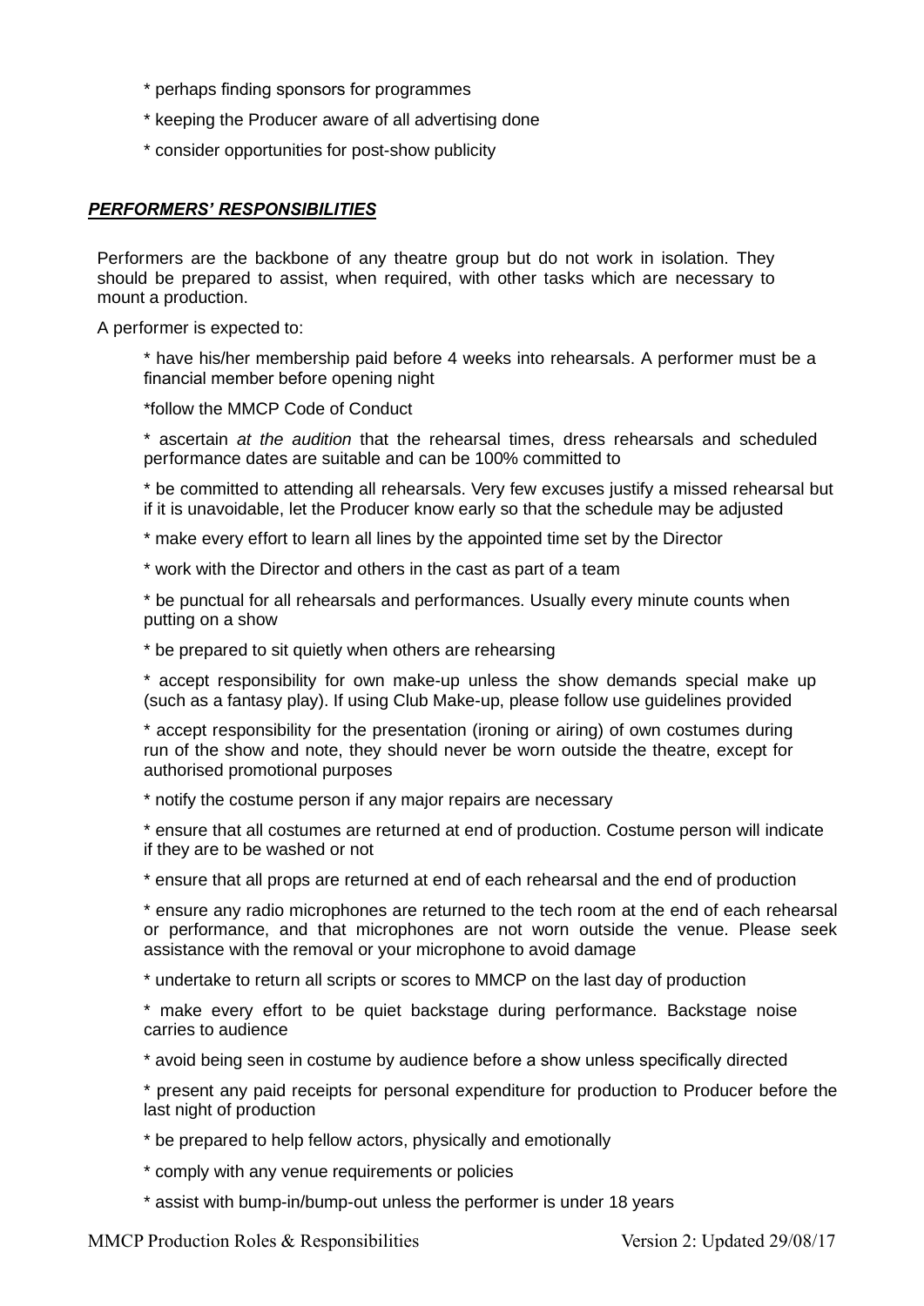* perhaps finding sponsors for programmes

* keeping the Producer aware of all advertising done

* consider opportunities for post-show publicity

## ***PERFORMERS' RESPONSIBILITIES***

Performers are the backbone of any theatre group but do not work in isolation. They should be prepared to assist, when required, with other tasks which are necessary to mount a production.

A performer is expected to:

* have his/her membership paid before 4 weeks into rehearsals. A performer must be a financial member before opening night

*follow the MMCP Code of Conduct

* ascertain *at the audition* that the rehearsal times, dress rehearsals and scheduled performance dates are suitable and can be 100% committed to

* be committed to attending all rehearsals. Very few excuses justify a missed rehearsal but if it is unavoidable, let the Producer know early so that the schedule may be adjusted

* make every effort to learn all lines by the appointed time set by the Director

* work with the Director and others in the cast as part of a team

* be punctual for all rehearsals and performances. Usually every minute counts when putting on a show

* be prepared to sit quietly when others are rehearsing

* accept responsibility for own make-up unless the show demands special make up (such as a fantasy play). If using Club Make-up, please follow use guidelines provided

* accept responsibility for the presentation (ironing or airing) of own costumes during run of the show and note, they should never be worn outside the theatre, except for authorised promotional purposes

* notify the costume person if any major repairs are necessary

* ensure that all costumes are returned at end of production. Costume person will indicate if they are to be washed or not

* ensure that all props are returned at end of each rehearsal and the end of production

* ensure any radio microphones are returned to the tech room at the end of each rehearsal or performance, and that microphones are not worn outside the venue. Please seek assistance with the removal or your microphone to avoid damage

* undertake to return all scripts or scores to MMCP on the last day of production

* make every effort to be quiet backstage during performance. Backstage noise carries to audience

* avoid being seen in costume by audience before a show unless specifically directed

* present any paid receipts for personal expenditure for production to Producer before the last night of production

* be prepared to help fellow actors, physically and emotionally

* comply with any venue requirements or policies

* assist with bump-in/bump-out unless the performer is under 18 years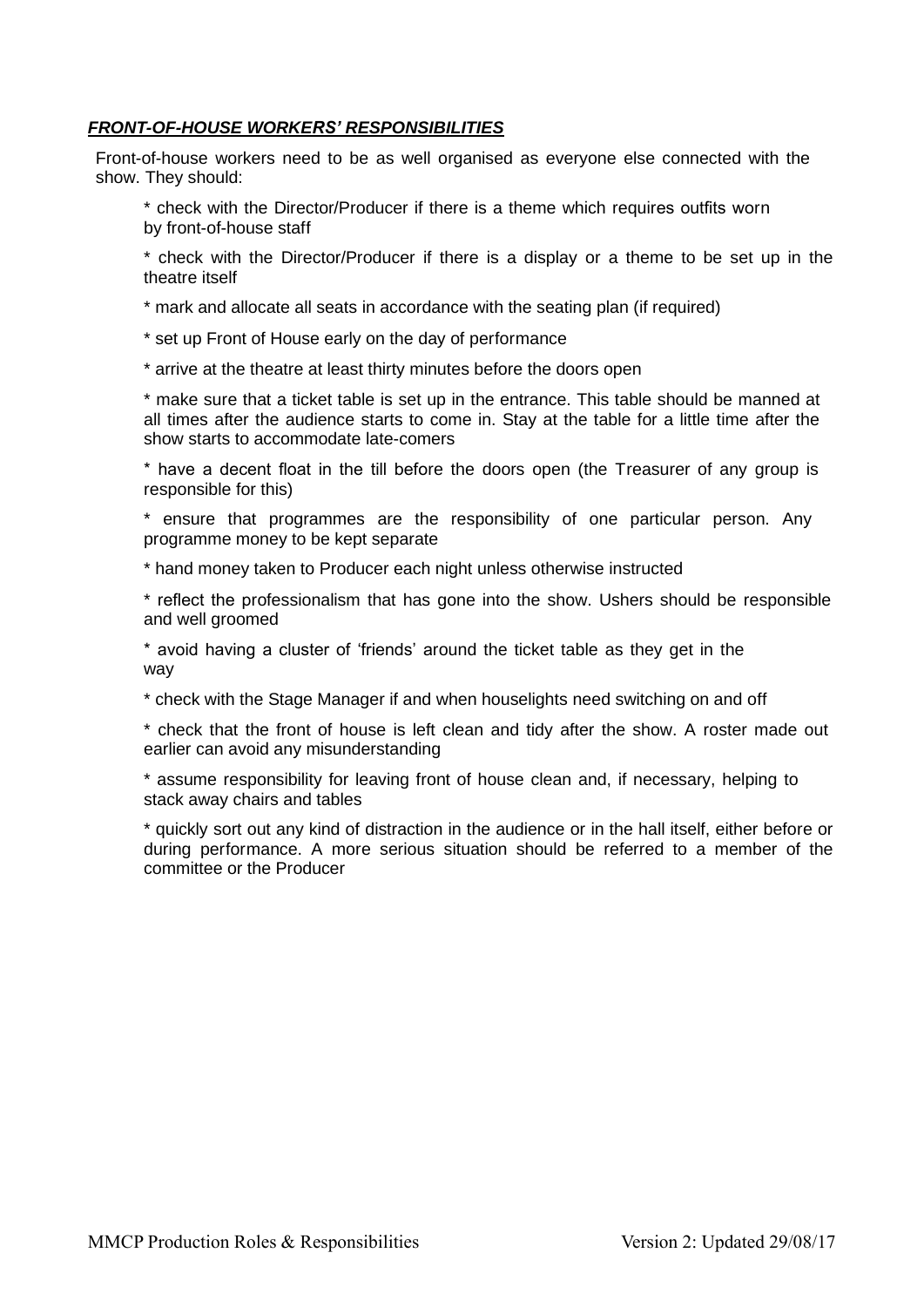***<u>FRONT-OF-HOUSE WORKERS' RESPONSIBILITIES</u>***

Front-of-house workers need to be as well organised as everyone else connected with the show. They should:

* check with the Director/Producer if there is a theme which requires outfits worn by front-of-house staff

* check with the Director/Producer if there is a display or a theme to be set up in the theatre itself

* mark and allocate all seats in accordance with the seating plan (if required)

* set up Front of House early on the day of performance

* arrive at the theatre at least thirty minutes before the doors open

* make sure that a ticket table is set up in the entrance. This table should be manned at all times after the audience starts to come in. Stay at the table for a little time after the show starts to accommodate late-comers

* have a decent float in the till before the doors open (the Treasurer of any group is responsible for this)

* ensure that programmes are the responsibility of one particular person. Any programme money to be kept separate

* hand money taken to Producer each night unless otherwise instructed

* reflect the professionalism that has gone into the show. Ushers should be responsible and well groomed

* avoid having a cluster of 'friends' around the ticket table as they get in the way

* check with the Stage Manager if and when houselights need switching on and off

* check that the front of house is left clean and tidy after the show. A roster made out earlier can avoid any misunderstanding

* assume responsibility for leaving front of house clean and, if necessary, helping to stack away chairs and tables

* quickly sort out any kind of distraction in the audience or in the hall itself, either before or during performance. A more serious situation should be referred to a member of the committee or the Producer